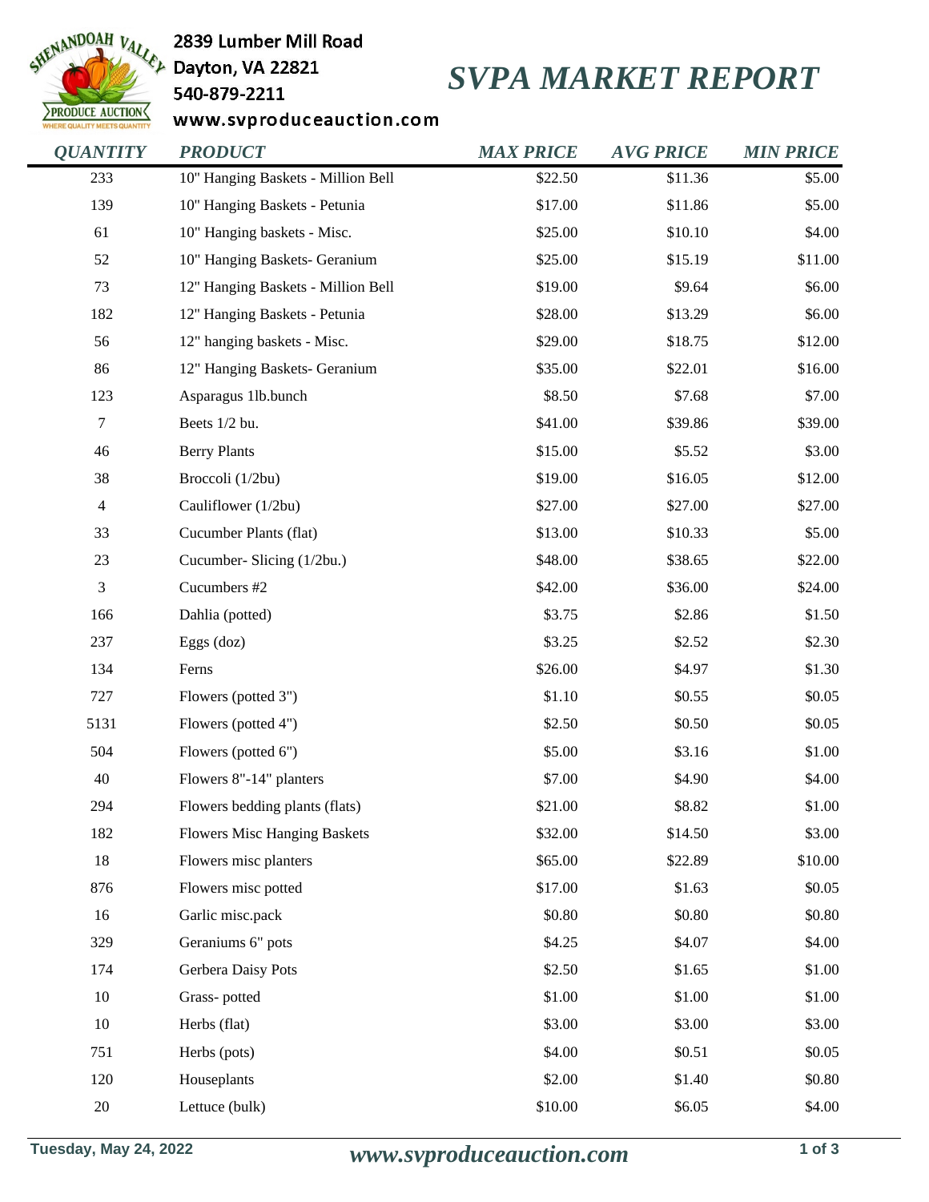2839 Lumber Mill Road
Dayton, VA 22821
540-879-2211
www.svproduceauction.com

# SVPA MARKET REPORT

| QUANTITY | PRODUCT | MAX PRICE | AVG PRICE | MIN PRICE |
|---|---|---|---|---|
| 233 | 10" Hanging Baskets - Million Bell | $22.50 | $11.36 | $5.00 |
| 139 | 10" Hanging Baskets - Petunia | $17.00 | $11.86 | $5.00 |
| 61 | 10" Hanging baskets - Misc. | $25.00 | $10.10 | $4.00 |
| 52 | 10" Hanging Baskets- Geranium | $25.00 | $15.19 | $11.00 |
| 73 | 12" Hanging Baskets - Million Bell | $19.00 | $9.64 | $6.00 |
| 182 | 12" Hanging Baskets - Petunia | $28.00 | $13.29 | $6.00 |
| 56 | 12" hanging baskets - Misc. | $29.00 | $18.75 | $12.00 |
| 86 | 12" Hanging Baskets- Geranium | $35.00 | $22.01 | $16.00 |
| 123 | Asparagus 1lb.bunch | $8.50 | $7.68 | $7.00 |
| 7 | Beets 1/2 bu. | $41.00 | $39.86 | $39.00 |
| 46 | Berry Plants | $15.00 | $5.52 | $3.00 |
| 38 | Broccoli (1/2bu) | $19.00 | $16.05 | $12.00 |
| 4 | Cauliflower (1/2bu) | $27.00 | $27.00 | $27.00 |
| 33 | Cucumber Plants (flat) | $13.00 | $10.33 | $5.00 |
| 23 | Cucumber- Slicing (1/2bu.) | $48.00 | $38.65 | $22.00 |
| 3 | Cucumbers #2 | $42.00 | $36.00 | $24.00 |
| 166 | Dahlia (potted) | $3.75 | $2.86 | $1.50 |
| 237 | Eggs (doz) | $3.25 | $2.52 | $2.30 |
| 134 | Ferns | $26.00 | $4.97 | $1.30 |
| 727 | Flowers (potted 3") | $1.10 | $0.55 | $0.05 |
| 5131 | Flowers (potted 4") | $2.50 | $0.50 | $0.05 |
| 504 | Flowers (potted 6") | $5.00 | $3.16 | $1.00 |
| 40 | Flowers 8"-14" planters | $7.00 | $4.90 | $4.00 |
| 294 | Flowers bedding plants (flats) | $21.00 | $8.82 | $1.00 |
| 182 | Flowers Misc Hanging Baskets | $32.00 | $14.50 | $3.00 |
| 18 | Flowers misc planters | $65.00 | $22.89 | $10.00 |
| 876 | Flowers misc potted | $17.00 | $1.63 | $0.05 |
| 16 | Garlic misc.pack | $0.80 | $0.80 | $0.80 |
| 329 | Geraniums 6" pots | $4.25 | $4.07 | $4.00 |
| 174 | Gerbera Daisy Pots | $2.50 | $1.65 | $1.00 |
| 10 | Grass- potted | $1.00 | $1.00 | $1.00 |
| 10 | Herbs (flat) | $3.00 | $3.00 | $3.00 |
| 751 | Herbs (pots) | $4.00 | $0.51 | $0.05 |
| 120 | Houseplants | $2.00 | $1.40 | $0.80 |
| 20 | Lettuce (bulk) | $10.00 | $6.05 | $4.00 |

Tuesday, May 24, 2022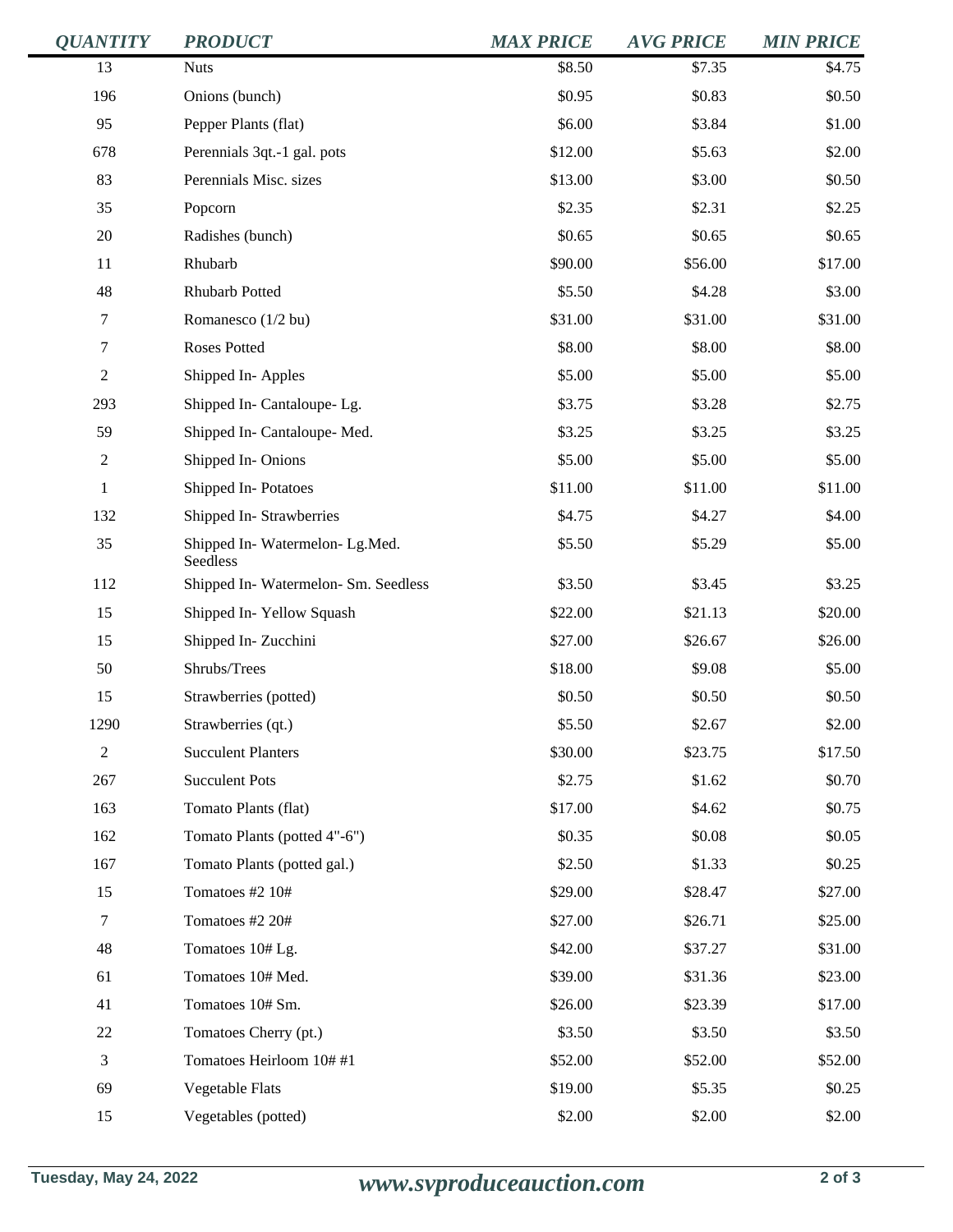| QUANTITY | PRODUCT | MAX PRICE | AVG PRICE | MIN PRICE |
|---|---|---|---|---|
| 13 | Nuts | $8.50 | $7.35 | $4.75 |
| 196 | Onions (bunch) | $0.95 | $0.83 | $0.50 |
| 95 | Pepper Plants (flat) | $6.00 | $3.84 | $1.00 |
| 678 | Perennials 3qt.-1 gal. pots | $12.00 | $5.63 | $2.00 |
| 83 | Perennials Misc. sizes | $13.00 | $3.00 | $0.50 |
| 35 | Popcorn | $2.35 | $2.31 | $2.25 |
| 20 | Radishes (bunch) | $0.65 | $0.65 | $0.65 |
| 11 | Rhubarb | $90.00 | $56.00 | $17.00 |
| 48 | Rhubarb Potted | $5.50 | $4.28 | $3.00 |
| 7 | Romanesco (1/2 bu) | $31.00 | $31.00 | $31.00 |
| 7 | Roses Potted | $8.00 | $8.00 | $8.00 |
| 2 | Shipped In- Apples | $5.00 | $5.00 | $5.00 |
| 293 | Shipped In- Cantaloupe- Lg. | $3.75 | $3.28 | $2.75 |
| 59 | Shipped In- Cantaloupe- Med. | $3.25 | $3.25 | $3.25 |
| 2 | Shipped In- Onions | $5.00 | $5.00 | $5.00 |
| 1 | Shipped In- Potatoes | $11.00 | $11.00 | $11.00 |
| 132 | Shipped In- Strawberries | $4.75 | $4.27 | $4.00 |
| 35 | Shipped In- Watermelon- Lg.Med. Seedless | $5.50 | $5.29 | $5.00 |
| 112 | Shipped In- Watermelon- Sm. Seedless | $3.50 | $3.45 | $3.25 |
| 15 | Shipped In- Yellow Squash | $22.00 | $21.13 | $20.00 |
| 15 | Shipped In- Zucchini | $27.00 | $26.67 | $26.00 |
| 50 | Shrubs/Trees | $18.00 | $9.08 | $5.00 |
| 15 | Strawberries (potted) | $0.50 | $0.50 | $0.50 |
| 1290 | Strawberries (qt.) | $5.50 | $2.67 | $2.00 |
| 2 | Succulent Planters | $30.00 | $23.75 | $17.50 |
| 267 | Succulent Pots | $2.75 | $1.62 | $0.70 |
| 163 | Tomato Plants (flat) | $17.00 | $4.62 | $0.75 |
| 162 | Tomato Plants (potted 4"-6") | $0.35 | $0.08 | $0.05 |
| 167 | Tomato Plants (potted gal.) | $2.50 | $1.33 | $0.25 |
| 15 | Tomatoes #2 10# | $29.00 | $28.47 | $27.00 |
| 7 | Tomatoes #2 20# | $27.00 | $26.71 | $25.00 |
| 48 | Tomatoes 10# Lg. | $42.00 | $37.27 | $31.00 |
| 61 | Tomatoes 10# Med. | $39.00 | $31.36 | $23.00 |
| 41 | Tomatoes 10# Sm. | $26.00 | $23.39 | $17.00 |
| 22 | Tomatoes Cherry (pt.) | $3.50 | $3.50 | $3.50 |
| 3 | Tomatoes Heirloom 10# #1 | $52.00 | $52.00 | $52.00 |
| 69 | Vegetable Flats | $19.00 | $5.35 | $0.25 |
| 15 | Vegetables (potted) | $2.00 | $2.00 | $2.00 |

Tuesday, May 24, 2022 www.svproduceauction.com